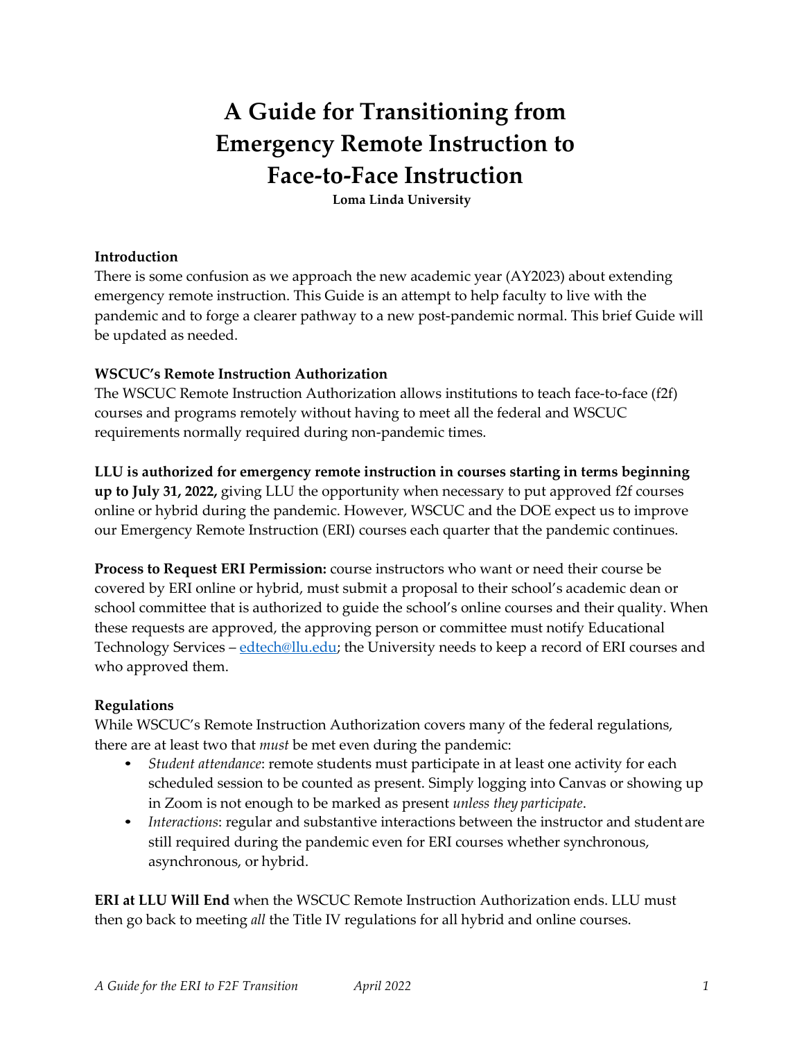# A Guide for Transitioning from Emergency Remote Instruction to Face-to-Face Instruction

**Loma Linda University**

### Introduction

There is some confusion as we approach the new academic year (AY2023) about extending emergency remote instruction. This Guide is an attempt to help faculty to live with the pandemic and to forge a clearer pathway to a new post-pandemic normal. This brief Guide will be updated as needed.

### WSCUC's Remote Instruction Authorization

The WSCUC Remote Instruction Authorization allows institutions to teach face-to-face (f2f) courses and programs remotely without having to meet all the federal and WSCUC requirements normally required during non-pandemic times.

**LLU is authorized for emergency remote instruction in courses starting in terms beginning up to July 31, 2022,** giving LLU the opportunity when necessary to put approved f2f courses online or hybrid during the pandemic. However, WSCUC and the DOE expect us to improve our Emergency Remote Instruction (ERI) courses each quarter that the pandemic continues.

**Process to Request ERI Permission:** course instructors who want or need their course be covered by ERI online or hybrid, must submit a proposal to their school's academic dean or school committee that is authorized to guide the school's online courses and their quality. When these requests are approved, the approving person or committee must notify Educational Technology Services – [edtech@llu.edu](mailto:edtech@llu.edu); the University needs to keep a record of ERI courses and who approved them.

### Regulations

While WSCUC's Remote Instruction Authorization covers many of the federal regulations, there are at least two that *must* be met even during the pandemic:

- *Student attendance*: remote students must participate in at least one activity for each scheduled session to be counted as present. Simply logging into Canvas or showing up in Zoom is not enough to be marked as present *unless they participate*.
- *Interactions*: regular and substantive interactions between the instructor and student are still required during the pandemic even for ERI courses whether synchronous, asynchronous, or hybrid.

**ERI at LLU Will End** when the WSCUC Remote Instruction Authorization ends. LLU must then go back to meeting *all* the Title IV regulations for all hybrid and online courses.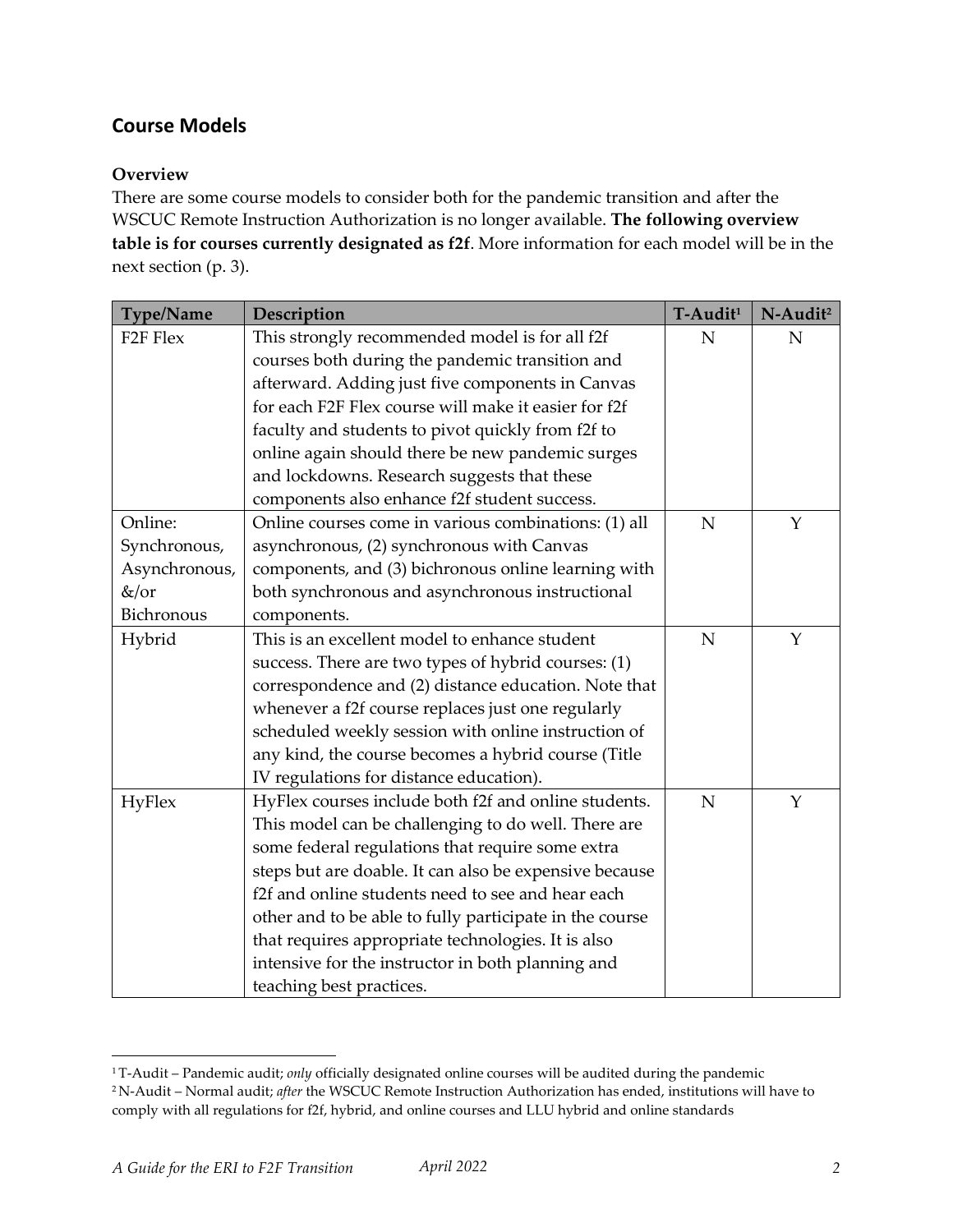## Course Models

### Overview

There are some course models to consider both for the pandemic transition and after the WSCUC Remote Instruction Authorization is no longer available. **The following overview table is for courses currently designated as f2f**. More information for each model will be in the next section (p. 3).

| Type/Name | Description | T-Audit[1] | N-Audit[2] |
|---|---|---|---|
| F2F Flex | This strongly recommended model is for all f2f courses both during the pandemic transition and afterward. Adding just five components in Canvas for each F2F Flex course will make it easier for f2f faculty and students to pivot quickly from f2f to online again should there be new pandemic surges and lockdowns. Research suggests that these components also enhance f2f student success. | N | N |
| Online: Synchronous, Asynchronous, &/or Bichronous | Online courses come in various combinations: (1) all asynchronous, (2) synchronous with Canvas components, and (3) bichronous online learning with both synchronous and asynchronous instructional components. | N | Y |
| Hybrid | This is an excellent model to enhance student success. There are two types of hybrid courses: (1) correspondence and (2) distance education. Note that whenever a f2f course replaces just one regularly scheduled weekly session with online instruction of any kind, the course becomes a hybrid course (Title IV regulations for distance education). | N | Y |
| HyFlex | HyFlex courses include both f2f and online students. This model can be challenging to do well. There are some federal regulations that require some extra steps but are doable. It can also be expensive because f2f and online students need to see and hear each other and to be able to fully participate in the course that requires appropriate technologies. It is also intensive for the instructor in both planning and teaching best practices. | N | Y |

[1] T-Audit – Pandemic audit; *only* officially designated online courses will be audited during the pandemic

[2] N-Audit – Normal audit; *after* the WSCUC Remote Instruction Authorization has ended, institutions will have to comply with all regulations for f2f, hybrid, and online courses and LLU hybrid and online standards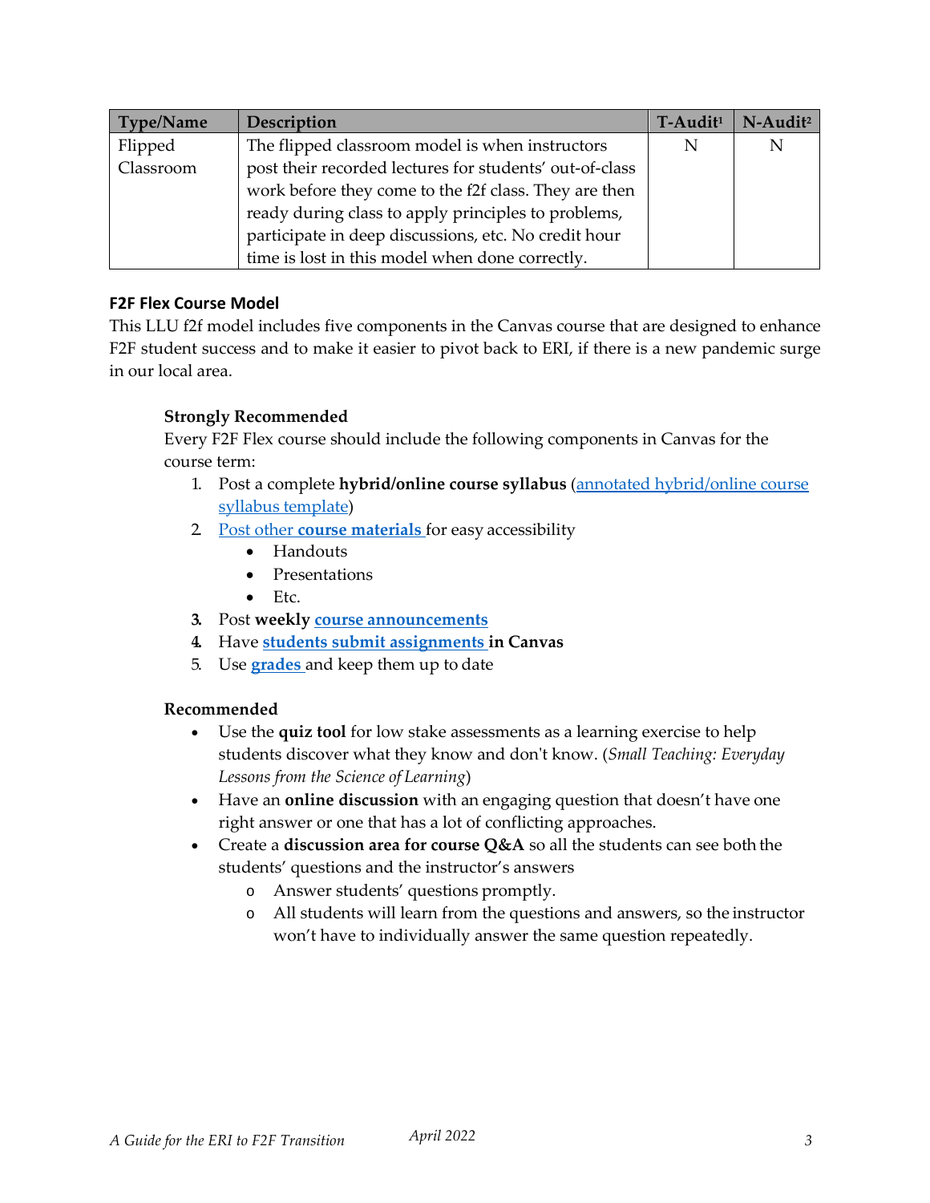| Type/Name | Description | T-Audit[1] | N-Audit[2] |
|---|---|---|---|
| Flipped Classroom | The flipped classroom model is when instructors post their recorded lectures for students' out-of-class work before they come to the f2f class. They are then ready during class to apply principles to problems, participate in deep discussions, etc. No credit hour time is lost in this model when done correctly. | N | N |

### F2F Flex Course Model

This LLU f2f model includes five components in the Canvas course that are designed to enhance F2F student success and to make it easier to pivot back to ERI, if there is a new pandemic surge in our local area.

**Strongly Recommended**

Every F2F Flex course should include the following components in Canvas for the course term:

1. Post a complete **hybrid/online course syllabus** (annotated hybrid/online course syllabus template)
2. Post other **course materials** for easy accessibility
   - Handouts
   - Presentations
   - Etc.
3. Post **weekly** **course announcements**
4. Have **students submit assignments in Canvas**
5. Use **grades** and keep them up to date

**Recommended**

- Use the **quiz tool** for low stake assessments as a learning exercise to help students discover what they know and don't know. (*Small Teaching: Everyday Lessons from the Science of Learning*)
- Have an **online discussion** with an engaging question that doesn't have one right answer or one that has a lot of conflicting approaches.
- Create a **discussion area for course Q&A** so all the students can see both the students' questions and the instructor's answers
  - Answer students' questions promptly.
  - All students will learn from the questions and answers, so the instructor won't have to individually answer the same question repeatedly.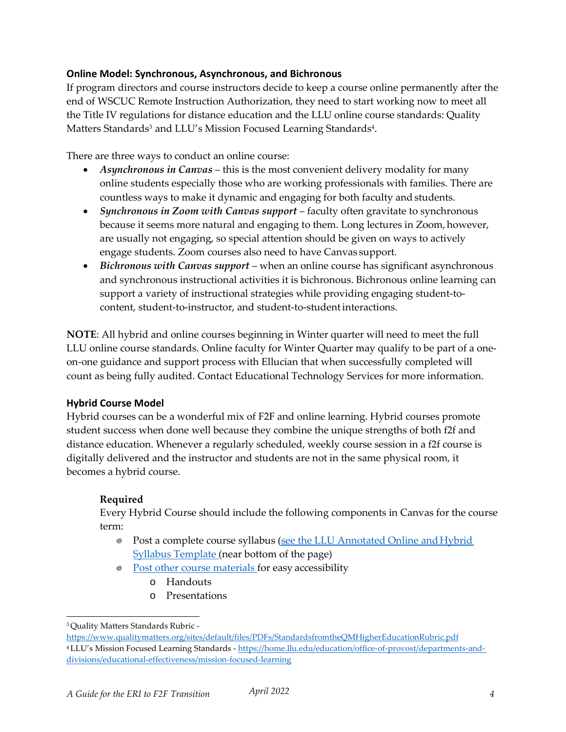### Online Model: Synchronous, Asynchronous, and Bichronous

If program directors and course instructors decide to keep a course online permanently after the end of WSCUC Remote Instruction Authorization, they need to start working now to meet all the Title IV regulations for distance education and the LLU online course standards: Quality Matters Standards[3] and LLU's Mission Focused Learning Standards[4].

There are three ways to conduct an online course:

- ***Asynchronous in Canvas*** – this is the most convenient delivery modality for many online students especially those who are working professionals with families. There are countless ways to make it dynamic and engaging for both faculty and students.
- ***Synchronous in Zoom with Canvas support*** – faculty often gravitate to synchronous because it seems more natural and engaging to them. Long lectures in Zoom, however, are usually not engaging, so special attention should be given on ways to actively engage students. Zoom courses also need to have Canvas support.
- ***Bichronous with Canvas support*** – when an online course has significant asynchronous and synchronous instructional activities it is bichronous. Bichronous online learning can support a variety of instructional strategies while providing engaging student-to-content, student-to-instructor, and student-to-student interactions.

**NOTE**: All hybrid and online courses beginning in Winter quarter will need to meet the full LLU online course standards. Online faculty for Winter Quarter may qualify to be part of a one-on-one guidance and support process with Ellucian that when successfully completed will count as being fully audited. Contact Educational Technology Services for more information.

### Hybrid Course Model

Hybrid courses can be a wonderful mix of F2F and online learning. Hybrid courses promote student success when done well because they combine the unique strengths of both f2f and distance education. Whenever a regularly scheduled, weekly course session in a f2f course is digitally delivered and the instructor and students are not in the same physical room, it becomes a hybrid course.

**Required**

Every Hybrid Course should include the following components in Canvas for the course term:

- Post a complete course syllabus (see the LLU Annotated Online and Hybrid Syllabus Template (near bottom of the page)
- Post other course materials for easy accessibility
  - Handouts
  - Presentations

---

[3] Quality Matters Standards Rubric - https://www.qualitymatters.org/sites/default/files/PDFs/StandardsfromtheQMHigherEducationRubric.pdf

[4] LLU's Mission Focused Learning Standards - https://home.llu.edu/education/office-of-provost/departments-and-divisions/educational-effectiveness/mission-focused-learning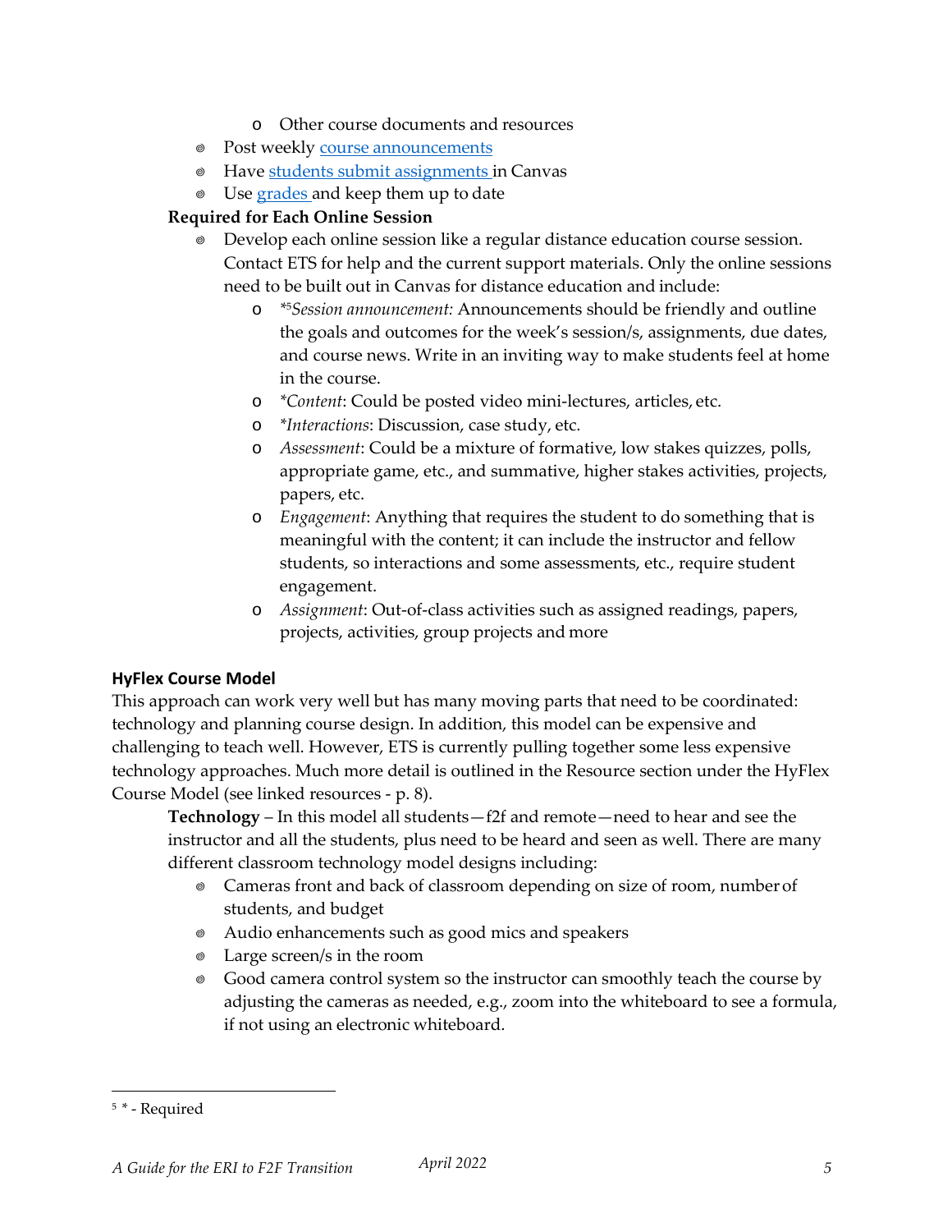- Other course documents and resources
- Post weekly course announcements
- Have students submit assignments in Canvas
- Use grades and keep them up to date

**Required for Each Online Session**

- Develop each online session like a regular distance education course session. Contact ETS for help and the current support materials. Only the online sessions need to be built out in Canvas for distance education and include:
    - *[5]*Session announcement:* Announcements should be friendly and outline the goals and outcomes for the week's session/s, assignments, due dates, and course news. Write in an inviting way to make students feel at home in the course.
    - **Content*: Could be posted video mini-lectures, articles, etc.
    - **Interactions*: Discussion, case study, etc.
    - *Assessment*: Could be a mixture of formative, low stakes quizzes, polls, appropriate game, etc., and summative, higher stakes activities, projects, papers, etc.
    - *Engagement*: Anything that requires the student to do something that is meaningful with the content; it can include the instructor and fellow students, so interactions and some assessments, etc., require student engagement.
    - *Assignment*: Out-of-class activities such as assigned readings, papers, projects, activities, group projects and more

### HyFlex Course Model

This approach can work very well but has many moving parts that need to be coordinated: technology and planning course design. In addition, this model can be expensive and challenging to teach well. However, ETS is currently pulling together some less expensive technology approaches. Much more detail is outlined in the Resource section under the HyFlex Course Model (see linked resources - p. 8).

**Technology** – In this model all students—f2f and remote—need to hear and see the instructor and all the students, plus need to be heard and seen as well. There are many different classroom technology model designs including:

- Cameras front and back of classroom depending on size of room, number of students, and budget
- Audio enhancements such as good mics and speakers
- Large screen/s in the room
- Good camera control system so the instructor can smoothly teach the course by adjusting the cameras as needed, e.g., zoom into the whiteboard to see a formula, if not using an electronic whiteboard.

---

[5] * - Required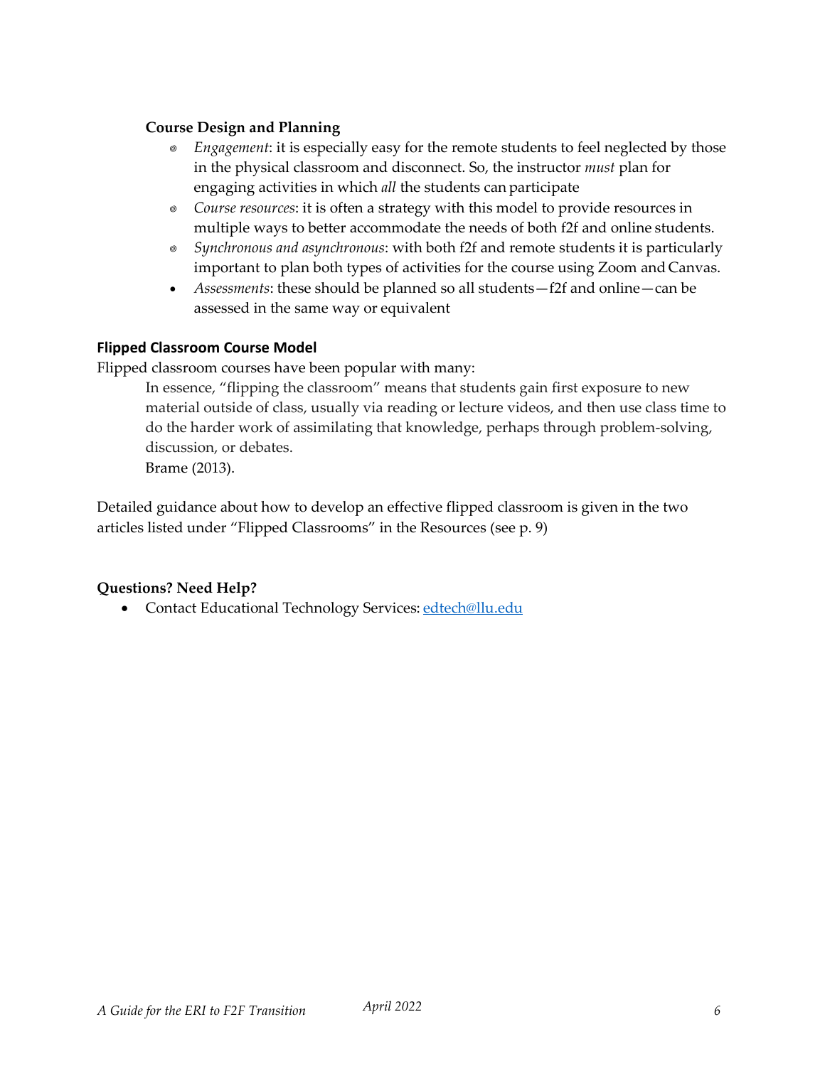**Course Design and Planning**

- *Engagement*: it is especially easy for the remote students to feel neglected by those in the physical classroom and disconnect. So, the instructor *must* plan for engaging activities in which *all* the students can participate
- *Course resources*: it is often a strategy with this model to provide resources in multiple ways to better accommodate the needs of both f2f and online students.
- *Synchronous and asynchronous*: with both f2f and remote students it is particularly important to plan both types of activities for the course using Zoom and Canvas.
- *Assessments*: these should be planned so all students—f2f and online—can be assessed in the same way or equivalent

### Flipped Classroom Course Model

Flipped classroom courses have been popular with many:

> In essence, "flipping the classroom" means that students gain first exposure to new material outside of class, usually via reading or lecture videos, and then use class time to do the harder work of assimilating that knowledge, perhaps through problem-solving, discussion, or debates.
> Brame (2013).

Detailed guidance about how to develop an effective flipped classroom is given in the two articles listed under "Flipped Classrooms" in the Resources (see p. 9)

**Questions? Need Help?**

- Contact Educational Technology Services: [edtech@llu.edu](mailto:edtech@llu.edu)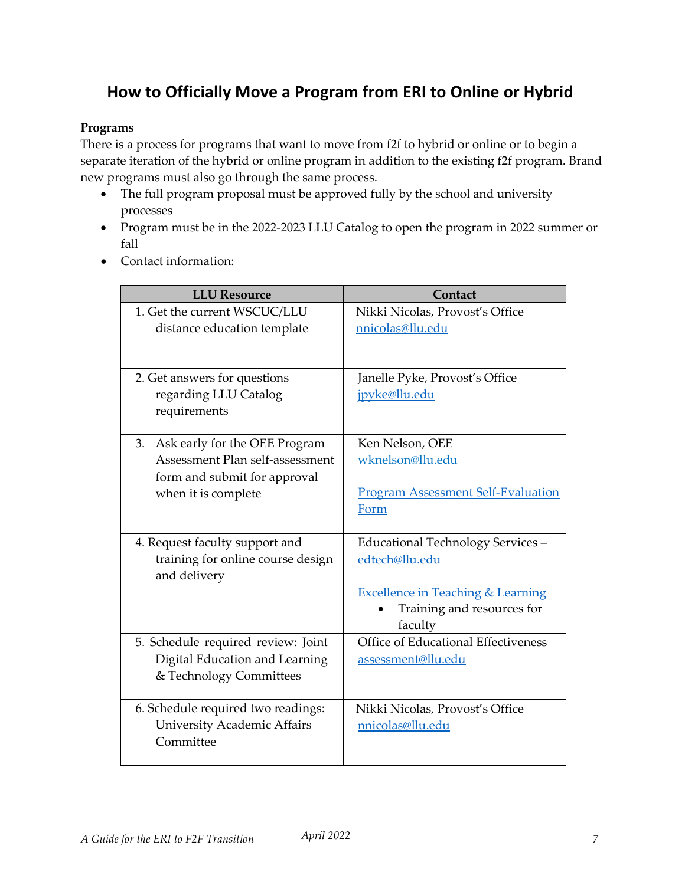# How to Officially Move a Program from ERI to Online or Hybrid

**Programs**

There is a process for programs that want to move from f2f to hybrid or online or to begin a separate iteration of the hybrid or online program in addition to the existing f2f program. Brand new programs must also go through the same process.

- The full program proposal must be approved fully by the school and university processes
- Program must be in the 2022-2023 LLU Catalog to open the program in 2022 summer or fall
- Contact information:

| LLU Resource | Contact |
|---|---|
| 1. Get the current WSCUC/LLU distance education template | Nikki Nicolas, Provost's Office<br>nnicolas@llu.edu |
| 2. Get answers for questions regarding LLU Catalog requirements | Janelle Pyke, Provost's Office<br>jpyke@llu.edu |
| 3. Ask early for the OEE Program Assessment Plan self-assessment form and submit for approval when it is complete | Ken Nelson, OEE<br>wknelson@llu.edu<br><br>Program Assessment Self-Evaluation Form |
| 4. Request faculty support and training for online course design and delivery | Educational Technology Services – edtech@llu.edu<br><br>Excellence in Teaching & Learning<br>• Training and resources for faculty |
| 5. Schedule required review: Joint Digital Education and Learning & Technology Committees | Office of Educational Effectiveness<br>assessment@llu.edu |
| 6. Schedule required two readings: University Academic Affairs Committee | Nikki Nicolas, Provost's Office<br>nnicolas@llu.edu |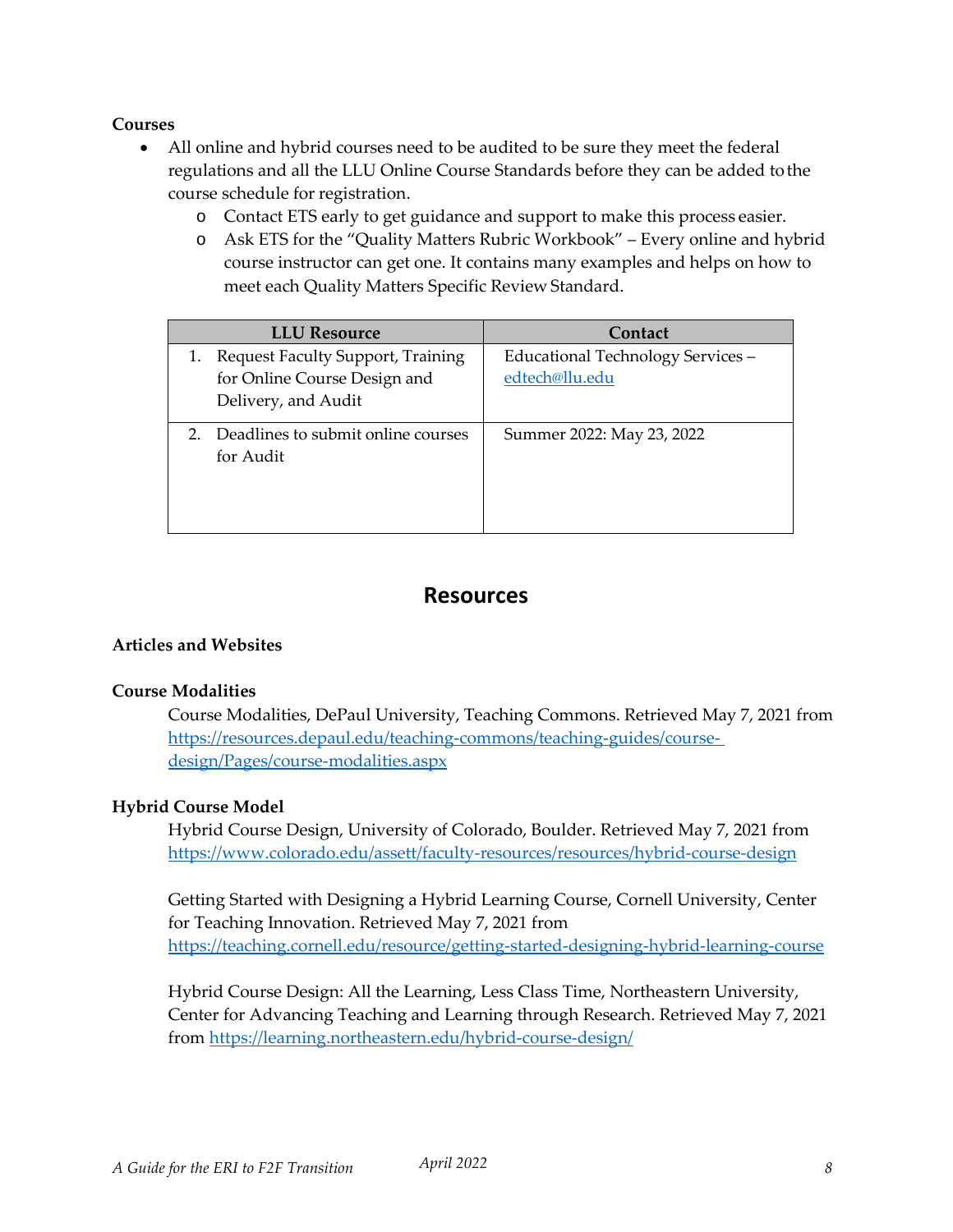**Courses**

- All online and hybrid courses need to be audited to be sure they meet the federal regulations and all the LLU Online Course Standards before they can be added to the course schedule for registration.
  - Contact ETS early to get guidance and support to make this process easier.
  - Ask ETS for the "Quality Matters Rubric Workbook" – Every online and hybrid course instructor can get one. It contains many examples and helps on how to meet each Quality Matters Specific Review Standard.

| LLU Resource | Contact |
|---|---|
| 1. Request Faculty Support, Training for Online Course Design and Delivery, and Audit | Educational Technology Services – edtech@llu.edu |
| 2. Deadlines to submit online courses for Audit | Summer 2022: May 23, 2022 |

## Resources

**Articles and Websites**

**Course Modalities**

Course Modalities, DePaul University, Teaching Commons. Retrieved May 7, 2021 from https://resources.depaul.edu/teaching-commons/teaching-guides/course-design/Pages/course-modalities.aspx

**Hybrid Course Model**

Hybrid Course Design, University of Colorado, Boulder. Retrieved May 7, 2021 from https://www.colorado.edu/assett/faculty-resources/resources/hybrid-course-design

Getting Started with Designing a Hybrid Learning Course, Cornell University, Center for Teaching Innovation. Retrieved May 7, 2021 from https://teaching.cornell.edu/resource/getting-started-designing-hybrid-learning-course

Hybrid Course Design: All the Learning, Less Class Time, Northeastern University, Center for Advancing Teaching and Learning through Research. Retrieved May 7, 2021 from https://learning.northeastern.edu/hybrid-course-design/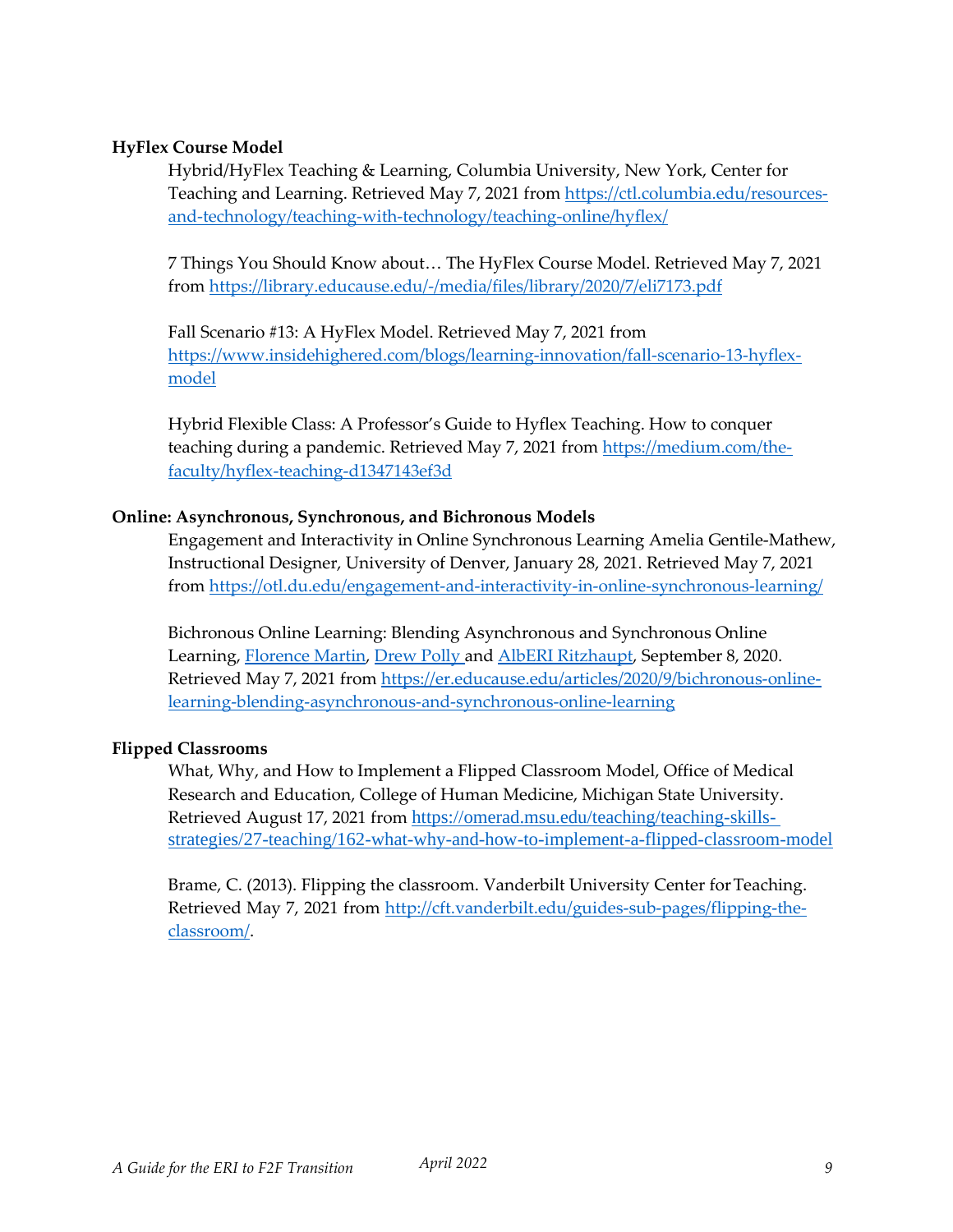**HyFlex Course Model**

Hybrid/HyFlex Teaching & Learning, Columbia University, New York, Center for Teaching and Learning. Retrieved May 7, 2021 from https://ctl.columbia.edu/resources-and-technology/teaching-with-technology/teaching-online/hyflex/

7 Things You Should Know about… The HyFlex Course Model. Retrieved May 7, 2021 from https://library.educause.edu/-/media/files/library/2020/7/eli7173.pdf

Fall Scenario #13: A HyFlex Model. Retrieved May 7, 2021 from https://www.insidehighered.com/blogs/learning-innovation/fall-scenario-13-hyflex-model

Hybrid Flexible Class: A Professor's Guide to Hyflex Teaching. How to conquer teaching during a pandemic. Retrieved May 7, 2021 from https://medium.com/the-faculty/hyflex-teaching-d1347143ef3d

**Online: Asynchronous, Synchronous, and Bichronous Models**

Engagement and Interactivity in Online Synchronous Learning Amelia Gentile-Mathew, Instructional Designer, University of Denver, January 28, 2021. Retrieved May 7, 2021 from https://otl.du.edu/engagement-and-interactivity-in-online-synchronous-learning/

Bichronous Online Learning: Blending Asynchronous and Synchronous Online Learning, Florence Martin, Drew Polly and AlbERI Ritzhaupt, September 8, 2020. Retrieved May 7, 2021 from https://er.educause.edu/articles/2020/9/bichronous-online-learning-blending-asynchronous-and-synchronous-online-learning

**Flipped Classrooms**

What, Why, and How to Implement a Flipped Classroom Model, Office of Medical Research and Education, College of Human Medicine, Michigan State University. Retrieved August 17, 2021 from https://omerad.msu.edu/teaching/teaching-skills-strategies/27-teaching/162-what-why-and-how-to-implement-a-flipped-classroom-model

Brame, C. (2013). Flipping the classroom. Vanderbilt University Center for Teaching. Retrieved May 7, 2021 from http://cft.vanderbilt.edu/guides-sub-pages/flipping-the-classroom/.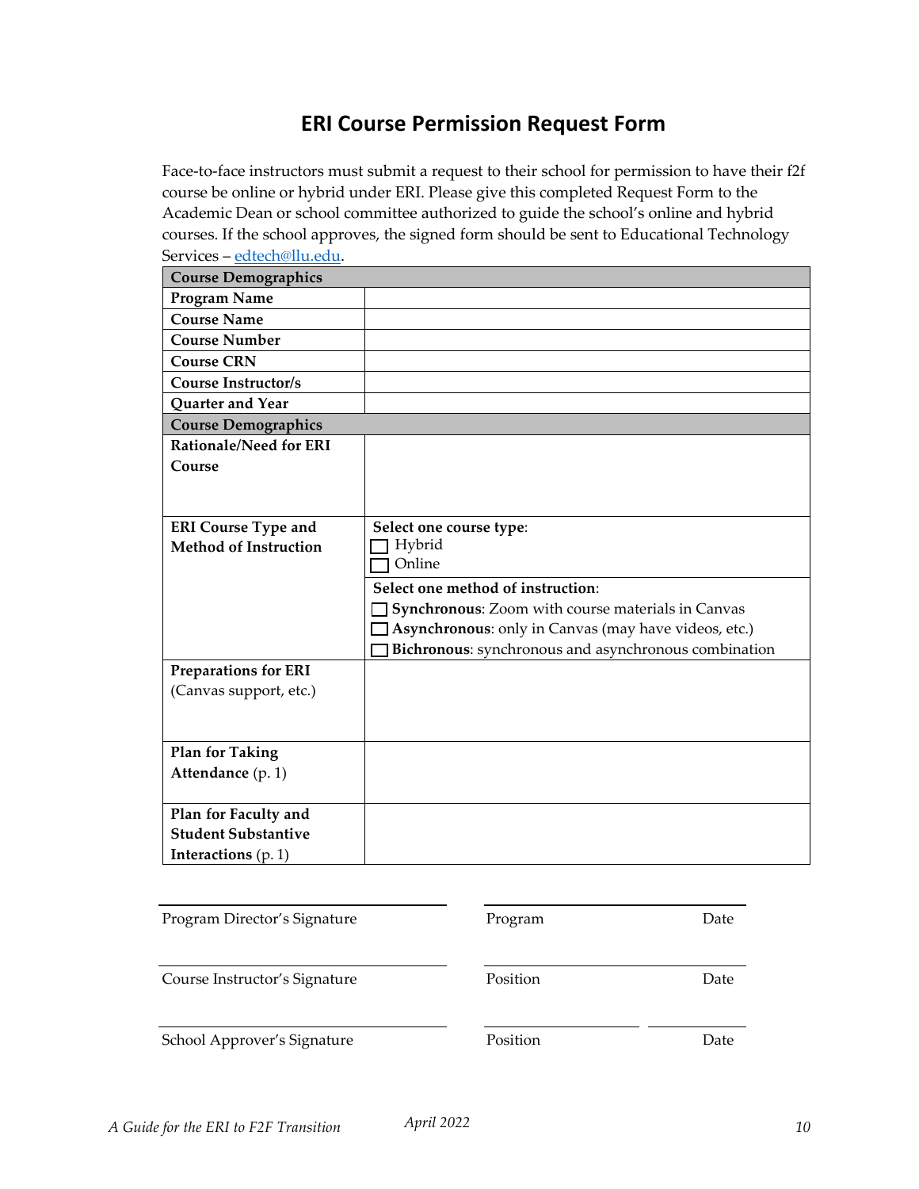# ERI Course Permission Request Form

Face-to-face instructors must submit a request to their school for permission to have their f2f course be online or hybrid under ERI. Please give this completed Request Form to the Academic Dean or school committee authorized to guide the school's online and hybrid courses. If the school approves, the signed form should be sent to Educational Technology Services – [edtech@llu.edu](mailto:edtech@llu.edu).

| **Course Demographics** | |
|---|---|
| **Program Name** | |
| **Course Name** | |
| **Course Number** | |
| **Course CRN** | |
| **Course Instructor/s** | |
| **Quarter and Year** | |
| **Course Demographics** | |
| **Rationale/Need for ERI Course** | |
| **ERI Course Type and Method of Instruction** | **Select one course type**:<br>☐ Hybrid<br>☐ Online |
| | **Select one method of instruction**:<br>☐ **Synchronous**: Zoom with course materials in Canvas<br>☐ **Asynchronous**: only in Canvas (may have videos, etc.)<br>☐ **Bichronous**: synchronous and asynchronous combination |
| **Preparations for ERI** (Canvas support, etc.) | |
| **Plan for Taking Attendance** (p. 1) | |
| **Plan for Faculty and Student Substantive Interactions** (p. 1) | |

| | | |
|---|---|---|
| Program Director's Signature | Program | Date |
| Course Instructor's Signature | Position | Date |
| School Approver's Signature | Position | Date |